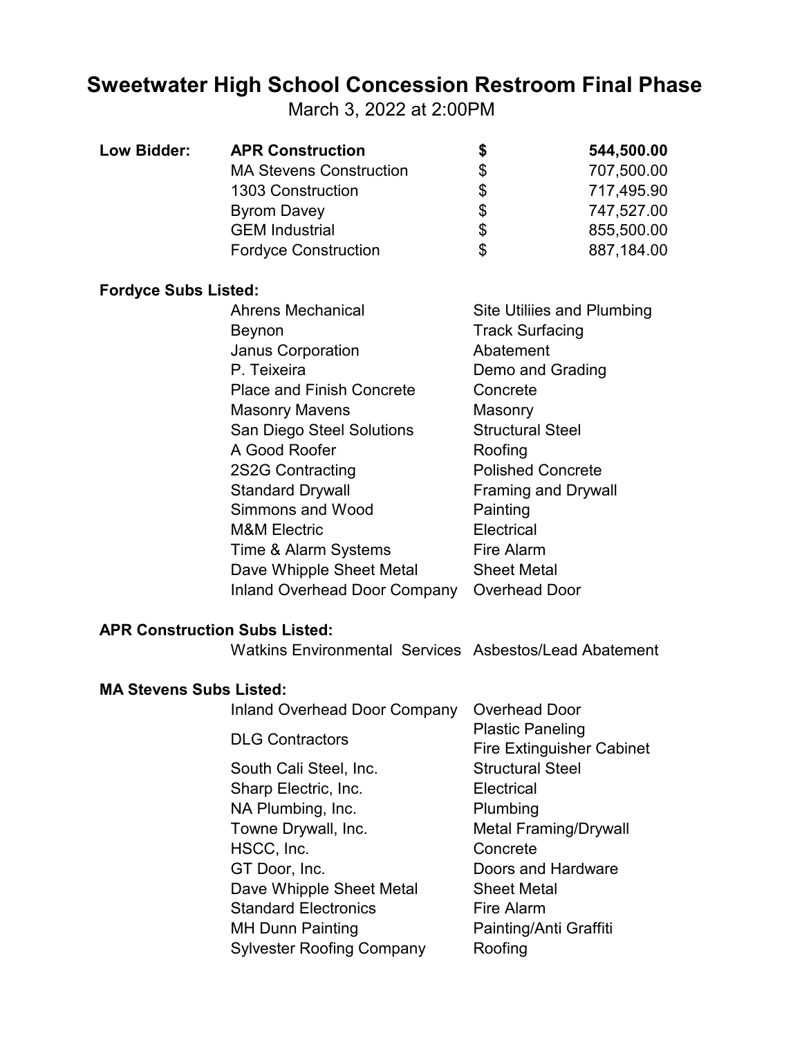# Sweetwater High School Concession Restroom Final Phase

March 3, 2022 at 2:00PM

| | | | |
|---|---|---|---|
| **Low Bidder:** | **APR Construction** | **$** | **544,500.00** |
| | MA Stevens Construction | $ | 707,500.00 |
| | 1303 Construction | $ | 717,495.90 |
| | Byrom Davey | $ | 747,527.00 |
| | GEM Industrial | $ | 855,500.00 |
| | Fordyce Construction | $ | 887,184.00 |

**Fordyce Subs Listed:**

| Subcontractor | Scope |
|---|---|
| Ahrens Mechanical | Site Utiliies and Plumbing |
| Beynon | Track Surfacing |
| Janus Corporation | Abatement |
| P. Teixeira | Demo and Grading |
| Place and Finish Concrete | Concrete |
| Masonry Mavens | Masonry |
| San Diego Steel Solutions | Structural Steel |
| A Good Roofer | Roofing |
| 2S2G Contracting | Polished Concrete |
| Standard Drywall | Framing and Drywall |
| Simmons and Wood | Painting |
| M&M Electric | Electrical |
| Time & Alarm Systems | Fire Alarm |
| Dave Whipple Sheet Metal | Sheet Metal |
| Inland Overhead Door Company | Overhead Door |

**APR Construction Subs Listed:**

| Subcontractor | Scope |
|---|---|
| Watkins Environmental Services | Asbestos/Lead Abatement |

**MA Stevens Subs Listed:**

| Subcontractor | Scope |
|---|---|
| Inland Overhead Door Company | Overhead Door |
| DLG Contractors | Plastic Paneling<br>Fire Extinguisher Cabinet |
| South Cali Steel, Inc. | Structural Steel |
| Sharp Electric, Inc. | Electrical |
| NA Plumbing, Inc. | Plumbing |
| Towne Drywall, Inc. | Metal Framing/Drywall |
| HSCC, Inc. | Concrete |
| GT Door, Inc. | Doors and Hardware |
| Dave Whipple Sheet Metal | Sheet Metal |
| Standard Electronics | Fire Alarm |
| MH Dunn Painting | Painting/Anti Graffiti |
| Sylvester Roofing Company | Roofing |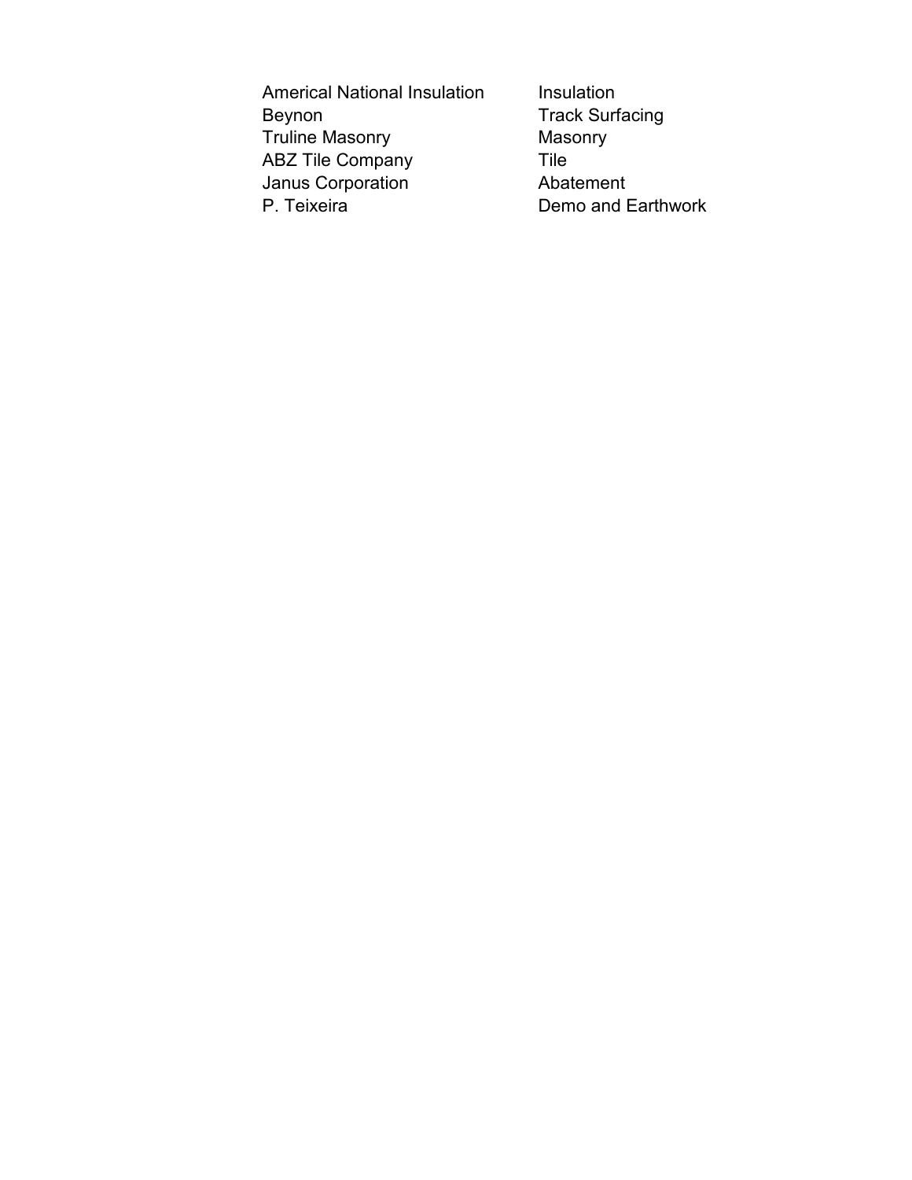| | |
|---|---|
| Americal National Insulation | Insulation |
| Beynon | Track Surfacing |
| Truline Masonry | Masonry |
| ABZ Tile Company | Tile |
| Janus Corporation | Abatement |
| P. Teixeira | Demo and Earthwork |